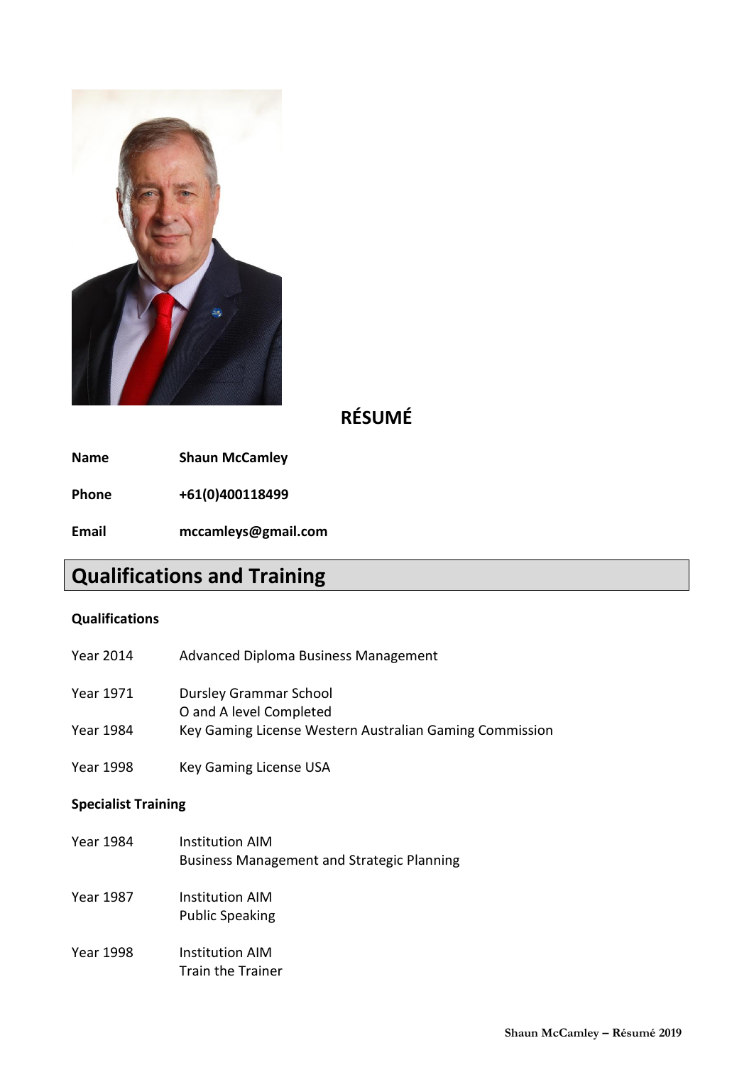# RÉSUMÉ

| | |
|---|---|
| **Name** | **Shaun McCamley** |
| **Phone** | **+61(0)400118499** |
| **Email** | **mccamleys@gmail.com** |

## Qualifications and Training

### Qualifications

| | |
|---|---|
| Year 2014 | Advanced Diploma Business Management |
| Year 1971 | Dursley Grammar School<br>O and A level Completed |
| Year 1984 | Key Gaming License Western Australian Gaming Commission |
| Year 1998 | Key Gaming License USA |

### Specialist Training

| | |
|---|---|
| Year 1984 | Institution AIM<br>Business Management and Strategic Planning |
| Year 1987 | Institution AIM<br>Public Speaking |
| Year 1998 | Institution AIM<br>Train the Trainer |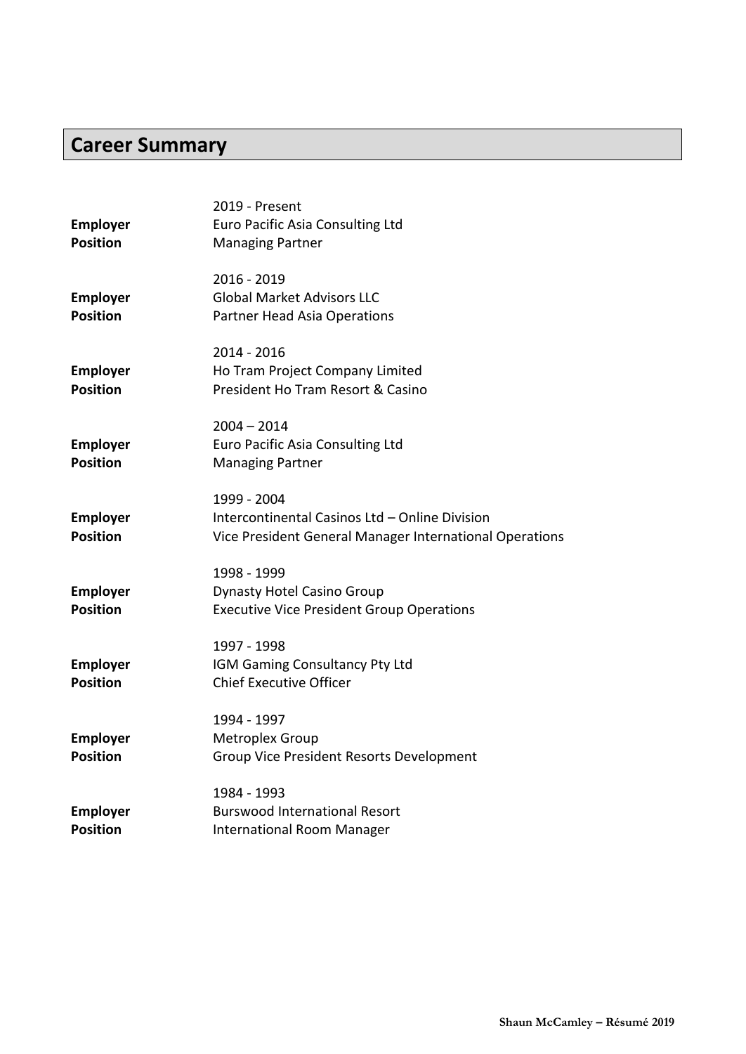## Career Summary

2019 - Present
**Employer** Euro Pacific Asia Consulting Ltd
**Position** Managing Partner

2016 - 2019
**Employer** Global Market Advisors LLC
**Position** Partner Head Asia Operations

2014 - 2016
**Employer** Ho Tram Project Company Limited
**Position** President Ho Tram Resort & Casino

2004 – 2014
**Employer** Euro Pacific Asia Consulting Ltd
**Position** Managing Partner

1999 - 2004
**Employer** Intercontinental Casinos Ltd – Online Division
**Position** Vice President General Manager International Operations

1998 - 1999
**Employer** Dynasty Hotel Casino Group
**Position** Executive Vice President Group Operations

1997 - 1998
**Employer** IGM Gaming Consultancy Pty Ltd
**Position** Chief Executive Officer

1994 - 1997
**Employer** Metroplex Group
**Position** Group Vice President Resorts Development

1984 - 1993
**Employer** Burswood International Resort
**Position** International Room Manager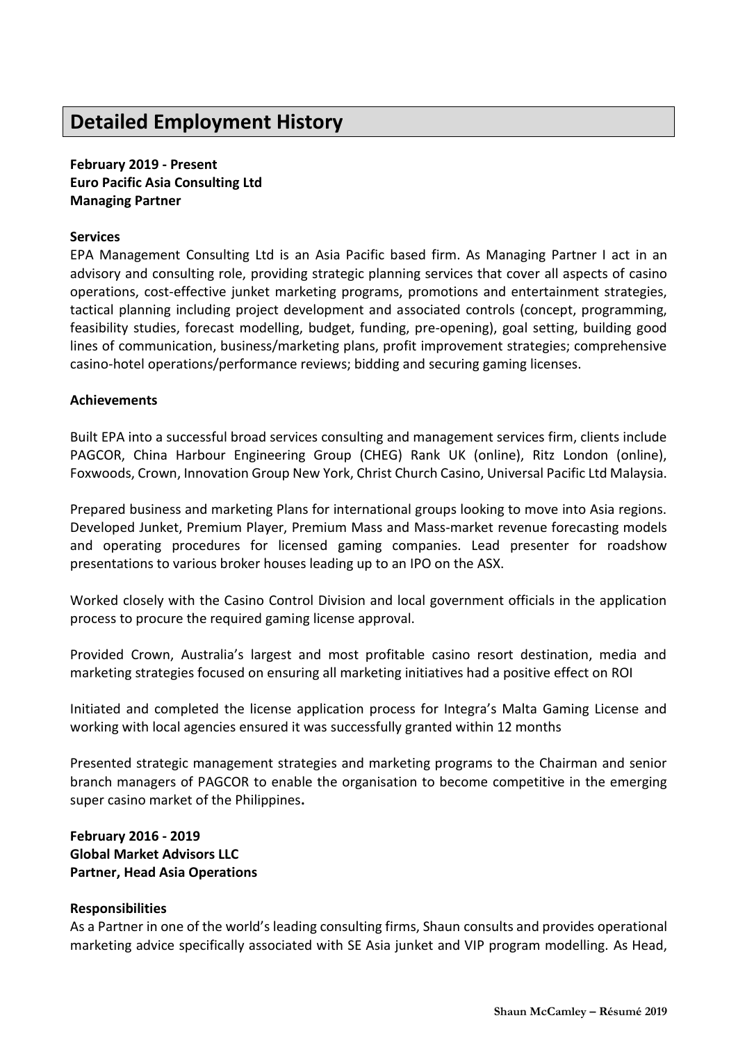## Detailed Employment History

**February 2019 - Present**
**Euro Pacific Asia Consulting Ltd**
**Managing Partner**

**Services**

EPA Management Consulting Ltd is an Asia Pacific based firm. As Managing Partner I act in an advisory and consulting role, providing strategic planning services that cover all aspects of casino operations, cost-effective junket marketing programs, promotions and entertainment strategies, tactical planning including project development and associated controls (concept, programming, feasibility studies, forecast modelling, budget, funding, pre-opening), goal setting, building good lines of communication, business/marketing plans, profit improvement strategies; comprehensive casino-hotel operations/performance reviews; bidding and securing gaming licenses.

**Achievements**

Built EPA into a successful broad services consulting and management services firm, clients include PAGCOR, China Harbour Engineering Group (CHEG) Rank UK (online), Ritz London (online), Foxwoods, Crown, Innovation Group New York, Christ Church Casino, Universal Pacific Ltd Malaysia.

Prepared business and marketing Plans for international groups looking to move into Asia regions. Developed Junket, Premium Player, Premium Mass and Mass-market revenue forecasting models and operating procedures for licensed gaming companies. Lead presenter for roadshow presentations to various broker houses leading up to an IPO on the ASX.

Worked closely with the Casino Control Division and local government officials in the application process to procure the required gaming license approval.

Provided Crown, Australia's largest and most profitable casino resort destination, media and marketing strategies focused on ensuring all marketing initiatives had a positive effect on ROI

Initiated and completed the license application process for Integra's Malta Gaming License and working with local agencies ensured it was successfully granted within 12 months

Presented strategic management strategies and marketing programs to the Chairman and senior branch managers of PAGCOR to enable the organisation to become competitive in the emerging super casino market of the Philippines**.**

**February 2016 - 2019**
**Global Market Advisors LLC**
**Partner, Head Asia Operations**

**Responsibilities**

As a Partner in one of the world's leading consulting firms, Shaun consults and provides operational marketing advice specifically associated with SE Asia junket and VIP program modelling. As Head,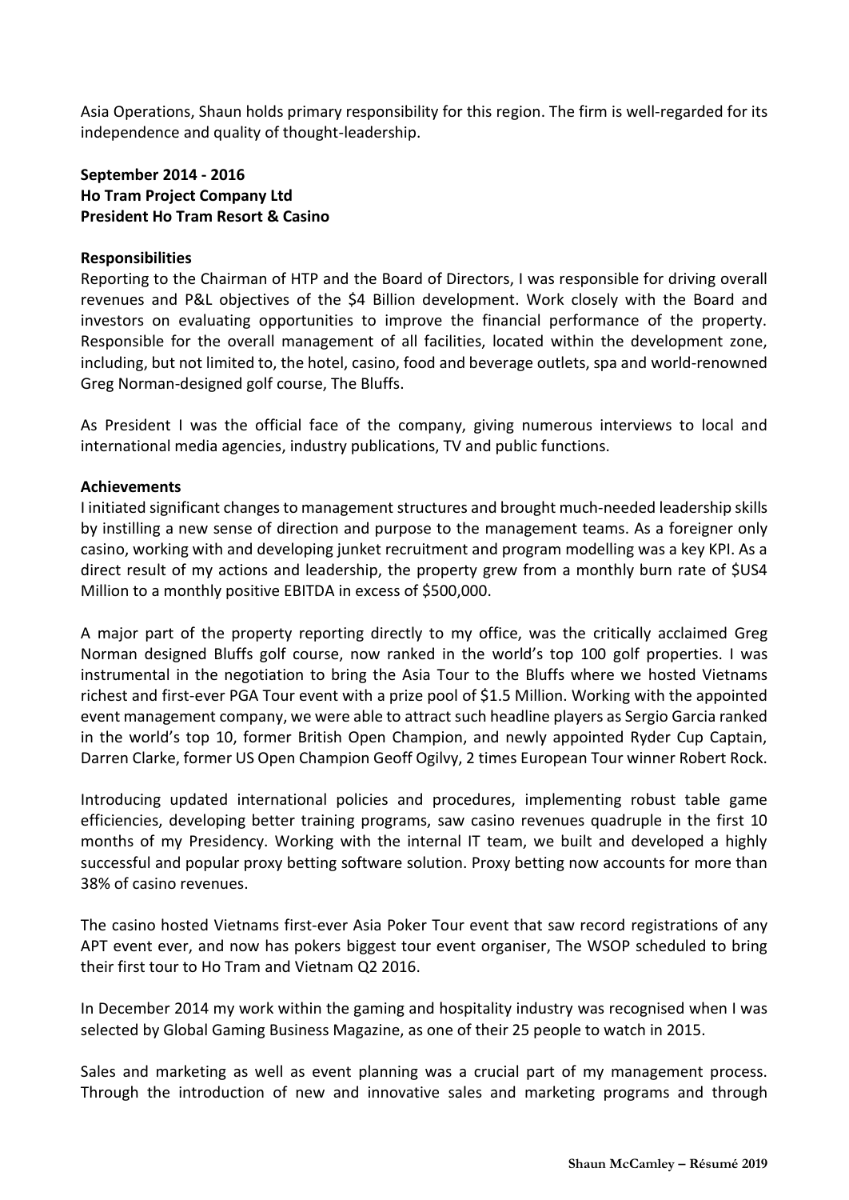Asia Operations, Shaun holds primary responsibility for this region. The firm is well-regarded for its independence and quality of thought-leadership.

**September 2014 - 2016**
**Ho Tram Project Company Ltd**
**President Ho Tram Resort & Casino**

**Responsibilities**

Reporting to the Chairman of HTP and the Board of Directors, I was responsible for driving overall revenues and P&L objectives of the $4 Billion development. Work closely with the Board and investors on evaluating opportunities to improve the financial performance of the property. Responsible for the overall management of all facilities, located within the development zone, including, but not limited to, the hotel, casino, food and beverage outlets, spa and world-renowned Greg Norman-designed golf course, The Bluffs.

As President I was the official face of the company, giving numerous interviews to local and international media agencies, industry publications, TV and public functions.

**Achievements**

I initiated significant changes to management structures and brought much-needed leadership skills by instilling a new sense of direction and purpose to the management teams. As a foreigner only casino, working with and developing junket recruitment and program modelling was a key KPI. As a direct result of my actions and leadership, the property grew from a monthly burn rate of $US4 Million to a monthly positive EBITDA in excess of $500,000.

A major part of the property reporting directly to my office, was the critically acclaimed Greg Norman designed Bluffs golf course, now ranked in the world's top 100 golf properties. I was instrumental in the negotiation to bring the Asia Tour to the Bluffs where we hosted Vietnams richest and first-ever PGA Tour event with a prize pool of $1.5 Million. Working with the appointed event management company, we were able to attract such headline players as Sergio Garcia ranked in the world's top 10, former British Open Champion, and newly appointed Ryder Cup Captain, Darren Clarke, former US Open Champion Geoff Ogilvy, 2 times European Tour winner Robert Rock.

Introducing updated international policies and procedures, implementing robust table game efficiencies, developing better training programs, saw casino revenues quadruple in the first 10 months of my Presidency. Working with the internal IT team, we built and developed a highly successful and popular proxy betting software solution. Proxy betting now accounts for more than 38% of casino revenues.

The casino hosted Vietnams first-ever Asia Poker Tour event that saw record registrations of any APT event ever, and now has pokers biggest tour event organiser, The WSOP scheduled to bring their first tour to Ho Tram and Vietnam Q2 2016.

In December 2014 my work within the gaming and hospitality industry was recognised when I was selected by Global Gaming Business Magazine, as one of their 25 people to watch in 2015.

Sales and marketing as well as event planning was a crucial part of my management process. Through the introduction of new and innovative sales and marketing programs and through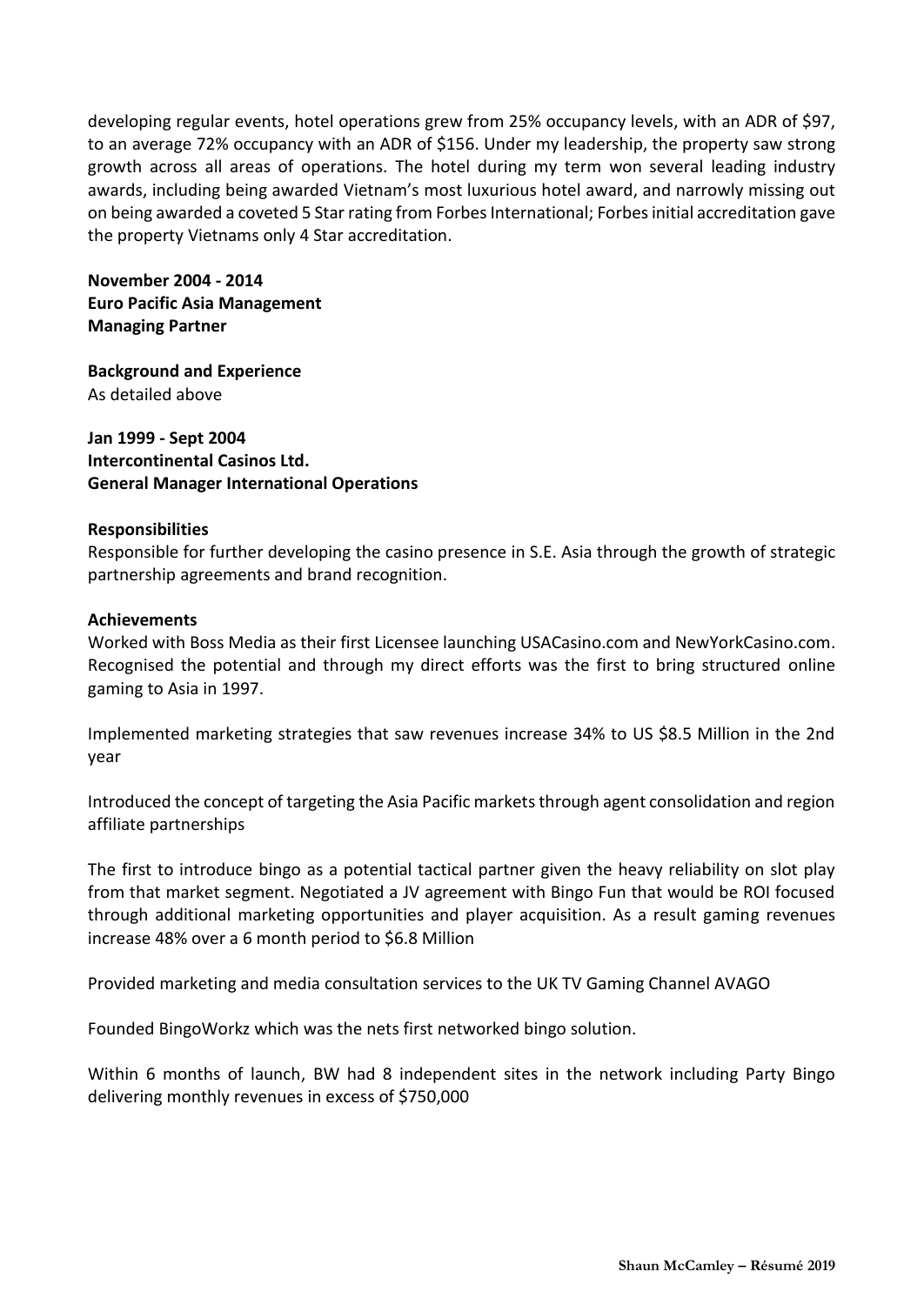developing regular events, hotel operations grew from 25% occupancy levels, with an ADR of $97, to an average 72% occupancy with an ADR of $156. Under my leadership, the property saw strong growth across all areas of operations. The hotel during my term won several leading industry awards, including being awarded Vietnam's most luxurious hotel award, and narrowly missing out on being awarded a coveted 5 Star rating from Forbes International; Forbes initial accreditation gave the property Vietnams only 4 Star accreditation.

**November 2004 - 2014**
**Euro Pacific Asia Management**
**Managing Partner**

**Background and Experience**
As detailed above

**Jan 1999 - Sept 2004**
**Intercontinental Casinos Ltd.**
**General Manager International Operations**

**Responsibilities**
Responsible for further developing the casino presence in S.E. Asia through the growth of strategic partnership agreements and brand recognition.

**Achievements**
Worked with Boss Media as their first Licensee launching USACasino.com and NewYorkCasino.com. Recognised the potential and through my direct efforts was the first to bring structured online gaming to Asia in 1997.

Implemented marketing strategies that saw revenues increase 34% to US $8.5 Million in the 2nd year

Introduced the concept of targeting the Asia Pacific markets through agent consolidation and region affiliate partnerships

The first to introduce bingo as a potential tactical partner given the heavy reliability on slot play from that market segment. Negotiated a JV agreement with Bingo Fun that would be ROI focused through additional marketing opportunities and player acquisition. As a result gaming revenues increase 48% over a 6 month period to $6.8 Million

Provided marketing and media consultation services to the UK TV Gaming Channel AVAGO

Founded BingoWorkz which was the nets first networked bingo solution.

Within 6 months of launch, BW had 8 independent sites in the network including Party Bingo delivering monthly revenues in excess of $750,000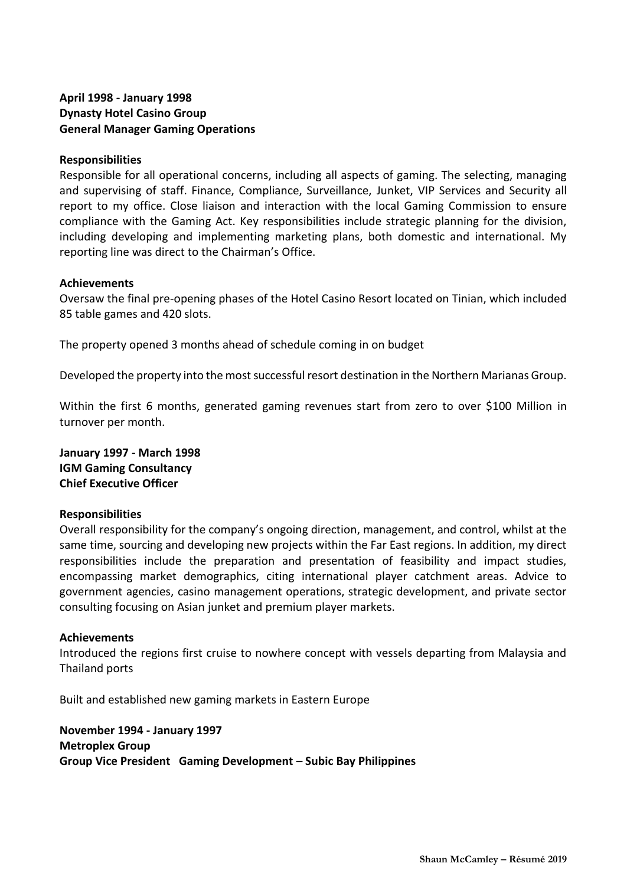**April 1998 - January 1998**
**Dynasty Hotel Casino Group**
**General Manager Gaming Operations**

**Responsibilities**

Responsible for all operational concerns, including all aspects of gaming. The selecting, managing and supervising of staff. Finance, Compliance, Surveillance, Junket, VIP Services and Security all report to my office. Close liaison and interaction with the local Gaming Commission to ensure compliance with the Gaming Act. Key responsibilities include strategic planning for the division, including developing and implementing marketing plans, both domestic and international. My reporting line was direct to the Chairman's Office.

**Achievements**

Oversaw the final pre-opening phases of the Hotel Casino Resort located on Tinian, which included 85 table games and 420 slots.

The property opened 3 months ahead of schedule coming in on budget

Developed the property into the most successful resort destination in the Northern Marianas Group.

Within the first 6 months, generated gaming revenues start from zero to over $100 Million in turnover per month.

**January 1997 - March 1998**
**IGM Gaming Consultancy**
**Chief Executive Officer**

**Responsibilities**

Overall responsibility for the company's ongoing direction, management, and control, whilst at the same time, sourcing and developing new projects within the Far East regions. In addition, my direct responsibilities include the preparation and presentation of feasibility and impact studies, encompassing market demographics, citing international player catchment areas. Advice to government agencies, casino management operations, strategic development, and private sector consulting focusing on Asian junket and premium player markets.

**Achievements**

Introduced the regions first cruise to nowhere concept with vessels departing from Malaysia and Thailand ports

Built and established new gaming markets in Eastern Europe

**November 1994 - January 1997**
**Metroplex Group**
**Group Vice President Gaming Development – Subic Bay Philippines**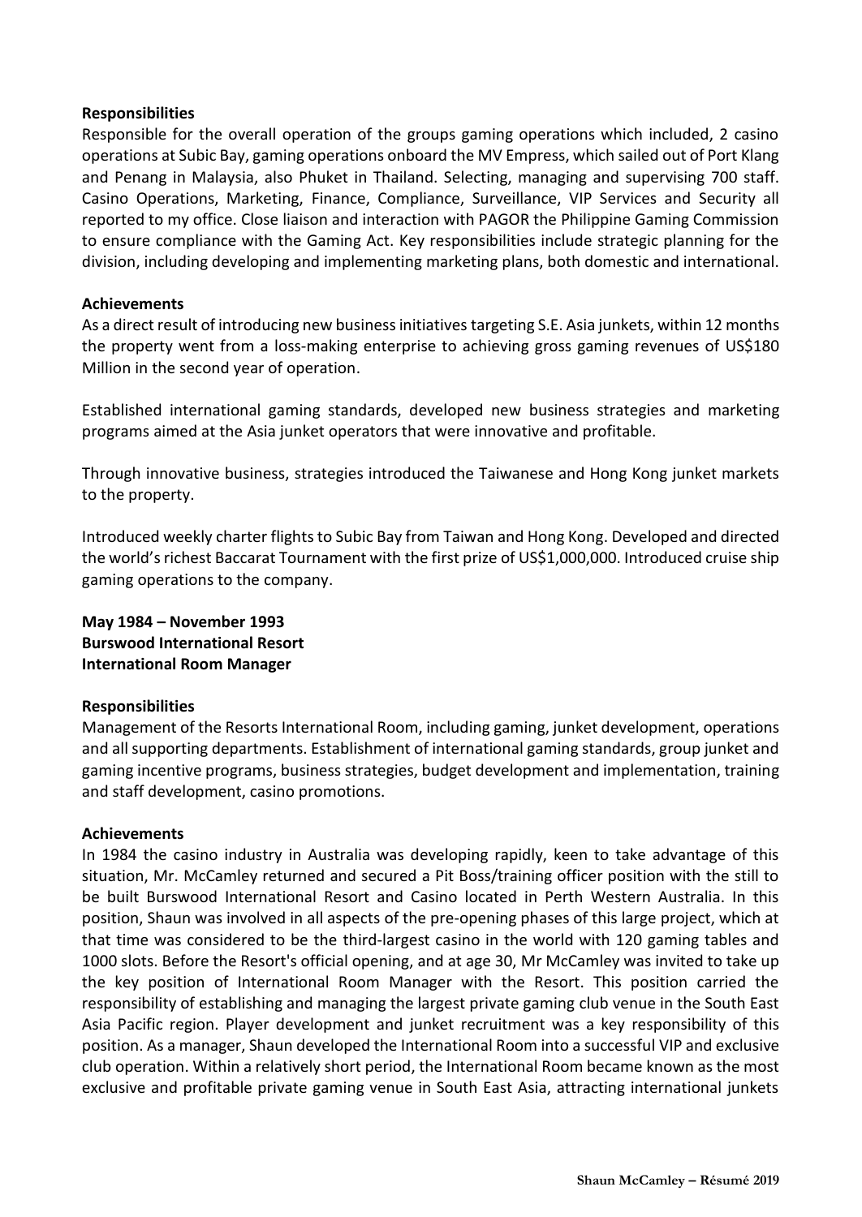**Responsibilities**

Responsible for the overall operation of the groups gaming operations which included, 2 casino operations at Subic Bay, gaming operations onboard the MV Empress, which sailed out of Port Klang and Penang in Malaysia, also Phuket in Thailand. Selecting, managing and supervising 700 staff. Casino Operations, Marketing, Finance, Compliance, Surveillance, VIP Services and Security all reported to my office. Close liaison and interaction with PAGOR the Philippine Gaming Commission to ensure compliance with the Gaming Act. Key responsibilities include strategic planning for the division, including developing and implementing marketing plans, both domestic and international.

**Achievements**

As a direct result of introducing new business initiatives targeting S.E. Asia junkets, within 12 months the property went from a loss-making enterprise to achieving gross gaming revenues of US$180 Million in the second year of operation.

Established international gaming standards, developed new business strategies and marketing programs aimed at the Asia junket operators that were innovative and profitable.

Through innovative business, strategies introduced the Taiwanese and Hong Kong junket markets to the property.

Introduced weekly charter flights to Subic Bay from Taiwan and Hong Kong. Developed and directed the world's richest Baccarat Tournament with the first prize of US$1,000,000. Introduced cruise ship gaming operations to the company.

**May 1984 – November 1993**
**Burswood International Resort**
**International Room Manager**

**Responsibilities**

Management of the Resorts International Room, including gaming, junket development, operations and all supporting departments. Establishment of international gaming standards, group junket and gaming incentive programs, business strategies, budget development and implementation, training and staff development, casino promotions.

**Achievements**

In 1984 the casino industry in Australia was developing rapidly, keen to take advantage of this situation, Mr. McCamley returned and secured a Pit Boss/training officer position with the still to be built Burswood International Resort and Casino located in Perth Western Australia. In this position, Shaun was involved in all aspects of the pre-opening phases of this large project, which at that time was considered to be the third-largest casino in the world with 120 gaming tables and 1000 slots. Before the Resort's official opening, and at age 30, Mr McCamley was invited to take up the key position of International Room Manager with the Resort. This position carried the responsibility of establishing and managing the largest private gaming club venue in the South East Asia Pacific region. Player development and junket recruitment was a key responsibility of this position. As a manager, Shaun developed the International Room into a successful VIP and exclusive club operation. Within a relatively short period, the International Room became known as the most exclusive and profitable private gaming venue in South East Asia, attracting international junkets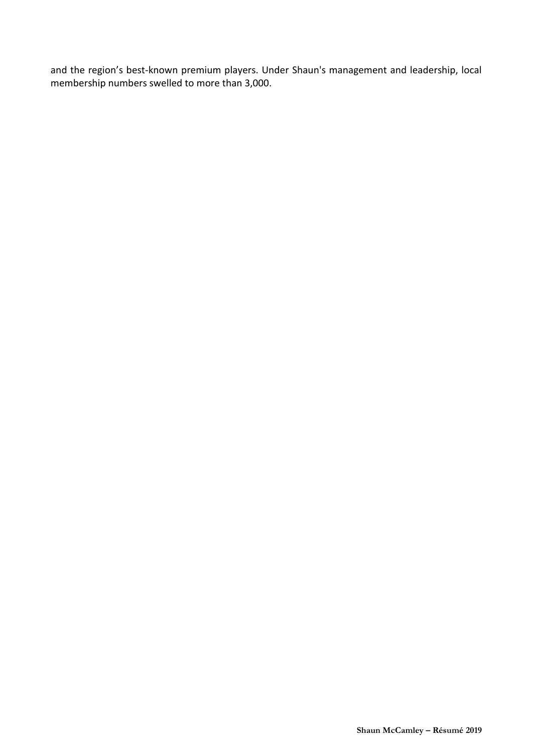and the region’s best-known premium players. Under Shaun's management and leadership, local membership numbers swelled to more than 3,000.